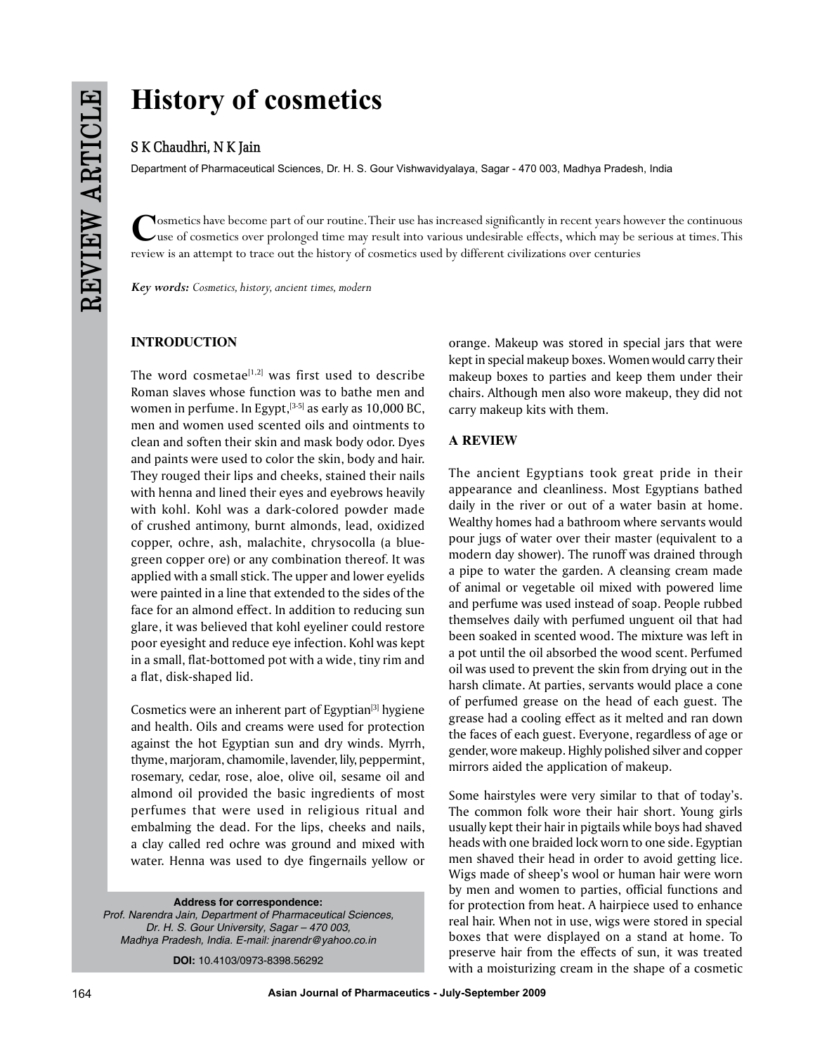REVIEW ARTICLE

# History of cosmetics

**S K Chaudhri, N K Jain**

Department of Pharmaceutical Sciences, Dr. H. S. Gour Vishwavidyalaya, Sagar - 470 003, Madhya Pradesh, India

Cosmetics have become part of our routine. Their use has increased significantly in recent years however the continuous use of cosmetics over prolonged time may result into various undesirable effects, which may be serious at times. This review is an attempt to trace out the history of cosmetics used by different civilizations over centuries

***Key words:*** *Cosmetics, history, ancient times, modern*

## INTRODUCTION

The word cosmetae[1,2] was first used to describe Roman slaves whose function was to bathe men and women in perfume. In Egypt,[3-5] as early as 10,000 BC, men and women used scented oils and ointments to clean and soften their skin and mask body odor. Dyes and paints were used to color the skin, body and hair. They rouged their lips and cheeks, stained their nails with henna and lined their eyes and eyebrows heavily with kohl. Kohl was a dark-colored powder made of crushed antimony, burnt almonds, lead, oxidized copper, ochre, ash, malachite, chrysocolla (a blue-green copper ore) or any combination thereof. It was applied with a small stick. The upper and lower eyelids were painted in a line that extended to the sides of the face for an almond effect. In addition to reducing sun glare, it was believed that kohl eyeliner could restore poor eyesight and reduce eye infection. Kohl was kept in a small, flat-bottomed pot with a wide, tiny rim and a flat, disk-shaped lid.

Cosmetics were an inherent part of Egyptian[3] hygiene and health. Oils and creams were used for protection against the hot Egyptian sun and dry winds. Myrrh, thyme, marjoram, chamomile, lavender, lily, peppermint, rosemary, cedar, rose, aloe, olive oil, sesame oil and almond oil provided the basic ingredients of most perfumes that were used in religious ritual and embalming the dead. For the lips, cheeks and nails, a clay called red ochre was ground and mixed with water. Henna was used to dye fingernails yellow or orange. Makeup was stored in special jars that were kept in special makeup boxes. Women would carry their makeup boxes to parties and keep them under their chairs. Although men also wore makeup, they did not carry makeup kits with them.

**Address for correspondence:**
*Prof. Narendra Jain, Department of Pharmaceutical Sciences, Dr. H. S. Gour University, Sagar – 470 003, Madhya Pradesh, India. E-mail: jnarendr@yahoo.co.in*

**DOI:** 10.4103/0973-8398.56292

## A REVIEW

The ancient Egyptians took great pride in their appearance and cleanliness. Most Egyptians bathed daily in the river or out of a water basin at home. Wealthy homes had a bathroom where servants would pour jugs of water over their master (equivalent to a modern day shower). The runoff was drained through a pipe to water the garden. A cleansing cream made of animal or vegetable oil mixed with powered lime and perfume was used instead of soap. People rubbed themselves daily with perfumed unguent oil that had been soaked in scented wood. The mixture was left in a pot until the oil absorbed the wood scent. Perfumed oil was used to prevent the skin from drying out in the harsh climate. At parties, servants would place a cone of perfumed grease on the head of each guest. The grease had a cooling effect as it melted and ran down the faces of each guest. Everyone, regardless of age or gender, wore makeup. Highly polished silver and copper mirrors aided the application of makeup.

Some hairstyles were very similar to that of today's. The common folk wore their hair short. Young girls usually kept their hair in pigtails while boys had shaved heads with one braided lock worn to one side. Egyptian men shaved their head in order to avoid getting lice. Wigs made of sheep's wool or human hair were worn by men and women to parties, official functions and for protection from heat. A hairpiece used to enhance real hair. When not in use, wigs were stored in special boxes that were displayed on a stand at home. To preserve hair from the effects of sun, it was treated with a moisturizing cream in the shape of a cosmetic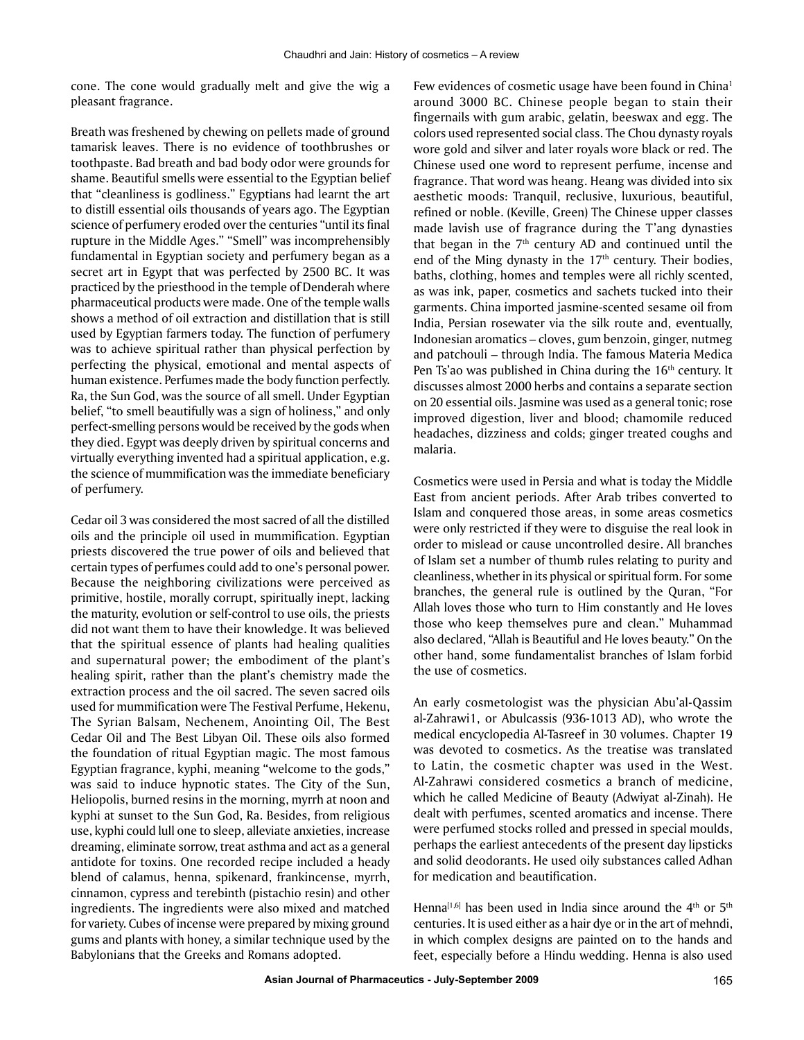cone. The cone would gradually melt and give the wig a pleasant fragrance.

Breath was freshened by chewing on pellets made of ground tamarisk leaves. There is no evidence of toothbrushes or toothpaste. Bad breath and bad body odor were grounds for shame. Beautiful smells were essential to the Egyptian belief that "cleanliness is godliness." Egyptians had learnt the art to distill essential oils thousands of years ago. The Egyptian science of perfumery eroded over the centuries "until its final rupture in the Middle Ages." "Smell" was incomprehensibly fundamental in Egyptian society and perfumery began as a secret art in Egypt that was perfected by 2500 BC. It was practiced by the priesthood in the temple of Denderah where pharmaceutical products were made. One of the temple walls shows a method of oil extraction and distillation that is still used by Egyptian farmers today. The function of perfumery was to achieve spiritual rather than physical perfection by perfecting the physical, emotional and mental aspects of human existence. Perfumes made the body function perfectly. Ra, the Sun God, was the source of all smell. Under Egyptian belief, "to smell beautifully was a sign of holiness," and only perfect-smelling persons would be received by the gods when they died. Egypt was deeply driven by spiritual concerns and virtually everything invented had a spiritual application, e.g. the science of mummification was the immediate beneficiary of perfumery.

Cedar oil 3 was considered the most sacred of all the distilled oils and the principle oil used in mummification. Egyptian priests discovered the true power of oils and believed that certain types of perfumes could add to one's personal power. Because the neighboring civilizations were perceived as primitive, hostile, morally corrupt, spiritually inept, lacking the maturity, evolution or self-control to use oils, the priests did not want them to have their knowledge. It was believed that the spiritual essence of plants had healing qualities and supernatural power; the embodiment of the plant's healing spirit, rather than the plant's chemistry made the extraction process and the oil sacred. The seven sacred oils used for mummification were The Festival Perfume, Hekenu, The Syrian Balsam, Nechenem, Anointing Oil, The Best Cedar Oil and The Best Libyan Oil. These oils also formed the foundation of ritual Egyptian magic. The most famous Egyptian fragrance, kyphi, meaning "welcome to the gods," was said to induce hypnotic states. The City of the Sun, Heliopolis, burned resins in the morning, myrrh at noon and kyphi at sunset to the Sun God, Ra. Besides, from religious use, kyphi could lull one to sleep, alleviate anxieties, increase dreaming, eliminate sorrow, treat asthma and act as a general antidote for toxins. One recorded recipe included a heady blend of calamus, henna, spikenard, frankincense, myrrh, cinnamon, cypress and terebinth (pistachio resin) and other ingredients. The ingredients were also mixed and matched for variety. Cubes of incense were prepared by mixing ground gums and plants with honey, a similar technique used by the Babylonians that the Greeks and Romans adopted.

Few evidences of cosmetic usage have been found in China[1] around 3000 BC. Chinese people began to stain their fingernails with gum arabic, gelatin, beeswax and egg. The colors used represented social class. The Chou dynasty royals wore gold and silver and later royals wore black or red. The Chinese used one word to represent perfume, incense and fragrance. That word was heang. Heang was divided into six aesthetic moods: Tranquil, reclusive, luxurious, beautiful, refined or noble. (Keville, Green) The Chinese upper classes made lavish use of fragrance during the T'ang dynasties that began in the 7th century AD and continued until the end of the Ming dynasty in the 17th century. Their bodies, baths, clothing, homes and temples were all richly scented, as was ink, paper, cosmetics and sachets tucked into their garments. China imported jasmine-scented sesame oil from India, Persian rosewater via the silk route and, eventually, Indonesian aromatics – cloves, gum benzoin, ginger, nutmeg and patchouli – through India. The famous Materia Medica Pen Ts'ao was published in China during the 16th century. It discusses almost 2000 herbs and contains a separate section on 20 essential oils. Jasmine was used as a general tonic; rose improved digestion, liver and blood; chamomile reduced headaches, dizziness and colds; ginger treated coughs and malaria.

Cosmetics were used in Persia and what is today the Middle East from ancient periods. After Arab tribes converted to Islam and conquered those areas, in some areas cosmetics were only restricted if they were to disguise the real look in order to mislead or cause uncontrolled desire. All branches of Islam set a number of thumb rules relating to purity and cleanliness, whether in its physical or spiritual form. For some branches, the general rule is outlined by the Quran, "For Allah loves those who turn to Him constantly and He loves those who keep themselves pure and clean." Muhammad also declared, "Allah is Beautiful and He loves beauty." On the other hand, some fundamentalist branches of Islam forbid the use of cosmetics.

An early cosmetologist was the physician Abu'al-Qassim al-Zahrawi1, or Abulcassis (936-1013 AD), who wrote the medical encyclopedia Al-Tasreef in 30 volumes. Chapter 19 was devoted to cosmetics. As the treatise was translated to Latin, the cosmetic chapter was used in the West. Al-Zahrawi considered cosmetics a branch of medicine, which he called Medicine of Beauty (Adwiyat al-Zinah). He dealt with perfumes, scented aromatics and incense. There were perfumed stocks rolled and pressed in special moulds, perhaps the earliest antecedents of the present day lipsticks and solid deodorants. He used oily substances called Adhan for medication and beautification.

Henna[1,6] has been used in India since around the 4th or 5th centuries. It is used either as a hair dye or in the art of mehndi, in which complex designs are painted on to the hands and feet, especially before a Hindu wedding. Henna is also used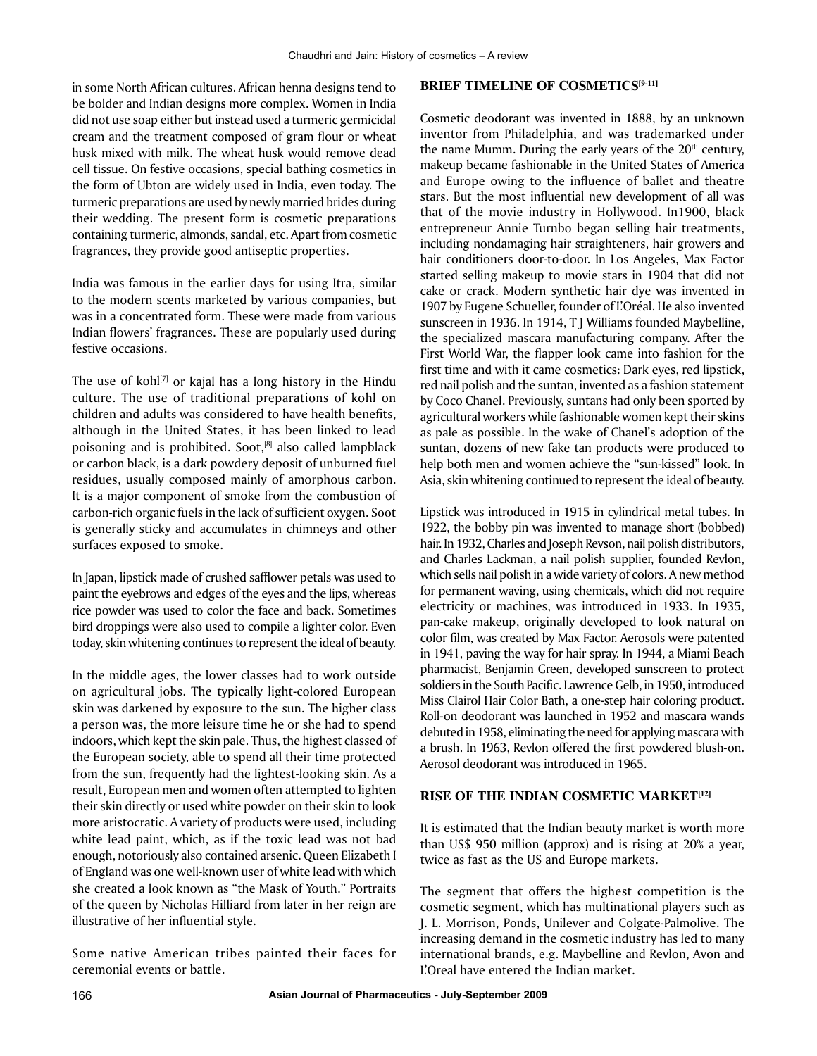in some North African cultures. African henna designs tend to be bolder and Indian designs more complex. Women in India did not use soap either but instead used a turmeric germicidal cream and the treatment composed of gram flour or wheat husk mixed with milk. The wheat husk would remove dead cell tissue. On festive occasions, special bathing cosmetics in the form of Ubton are widely used in India, even today. The turmeric preparations are used by newly married brides during their wedding. The present form is cosmetic preparations containing turmeric, almonds, sandal, etc. Apart from cosmetic fragrances, they provide good antiseptic properties.

India was famous in the earlier days for using Itra, similar to the modern scents marketed by various companies, but was in a concentrated form. These were made from various Indian flowers' fragrances. These are popularly used during festive occasions.

The use of kohl[7] or kajal has a long history in the Hindu culture. The use of traditional preparations of kohl on children and adults was considered to have health benefits, although in the United States, it has been linked to lead poisoning and is prohibited. Soot,[8] also called lampblack or carbon black, is a dark powdery deposit of unburned fuel residues, usually composed mainly of amorphous carbon. It is a major component of smoke from the combustion of carbon-rich organic fuels in the lack of sufficient oxygen. Soot is generally sticky and accumulates in chimneys and other surfaces exposed to smoke.

In Japan, lipstick made of crushed safflower petals was used to paint the eyebrows and edges of the eyes and the lips, whereas rice powder was used to color the face and back. Sometimes bird droppings were also used to compile a lighter color. Even today, skin whitening continues to represent the ideal of beauty.

In the middle ages, the lower classes had to work outside on agricultural jobs. The typically light-colored European skin was darkened by exposure to the sun. The higher class a person was, the more leisure time he or she had to spend indoors, which kept the skin pale. Thus, the highest classed of the European society, able to spend all their time protected from the sun, frequently had the lightest-looking skin. As a result, European men and women often attempted to lighten their skin directly or used white powder on their skin to look more aristocratic. A variety of products were used, including white lead paint, which, as if the toxic lead was not bad enough, notoriously also contained arsenic. Queen Elizabeth I of England was one well-known user of white lead with which she created a look known as "the Mask of Youth." Portraits of the queen by Nicholas Hilliard from later in her reign are illustrative of her influential style.

Some native American tribes painted their faces for ceremonial events or battle.

## BRIEF TIMELINE OF COSMETICS[9-11]

Cosmetic deodorant was invented in 1888, by an unknown inventor from Philadelphia, and was trademarked under the name Mumm. During the early years of the 20th century, makeup became fashionable in the United States of America and Europe owing to the influence of ballet and theatre stars. But the most influential new development of all was that of the movie industry in Hollywood. In1900, black entrepreneur Annie Turnbo began selling hair treatments, including nondamaging hair straighteners, hair growers and hair conditioners door-to-door. In Los Angeles, Max Factor started selling makeup to movie stars in 1904 that did not cake or crack. Modern synthetic hair dye was invented in 1907 by Eugene Schueller, founder of L'Oréal. He also invented sunscreen in 1936. In 1914, T J Williams founded Maybelline, the specialized mascara manufacturing company. After the First World War, the flapper look came into fashion for the first time and with it came cosmetics: Dark eyes, red lipstick, red nail polish and the suntan, invented as a fashion statement by Coco Chanel. Previously, suntans had only been sported by agricultural workers while fashionable women kept their skins as pale as possible. In the wake of Chanel's adoption of the suntan, dozens of new fake tan products were produced to help both men and women achieve the "sun-kissed" look. In Asia, skin whitening continued to represent the ideal of beauty.

Lipstick was introduced in 1915 in cylindrical metal tubes. In 1922, the bobby pin was invented to manage short (bobbed) hair. In 1932, Charles and Joseph Revson, nail polish distributors, and Charles Lackman, a nail polish supplier, founded Revlon, which sells nail polish in a wide variety of colors. A new method for permanent waving, using chemicals, which did not require electricity or machines, was introduced in 1933. In 1935, pan-cake makeup, originally developed to look natural on color film, was created by Max Factor. Aerosols were patented in 1941, paving the way for hair spray. In 1944, a Miami Beach pharmacist, Benjamin Green, developed sunscreen to protect soldiers in the South Pacific. Lawrence Gelb, in 1950, introduced Miss Clairol Hair Color Bath, a one-step hair coloring product. Roll-on deodorant was launched in 1952 and mascara wands debuted in 1958, eliminating the need for applying mascara with a brush. In 1963, Revlon offered the first powdered blush-on. Aerosol deodorant was introduced in 1965.

## RISE OF THE INDIAN COSMETIC MARKET[12]

It is estimated that the Indian beauty market is worth more than US$ 950 million (approx) and is rising at 20% a year, twice as fast as the US and Europe markets.

The segment that offers the highest competition is the cosmetic segment, which has multinational players such as J. L. Morrison, Ponds, Unilever and Colgate-Palmolive. The increasing demand in the cosmetic industry has led to many international brands, e.g. Maybelline and Revlon, Avon and L'Oreal have entered the Indian market.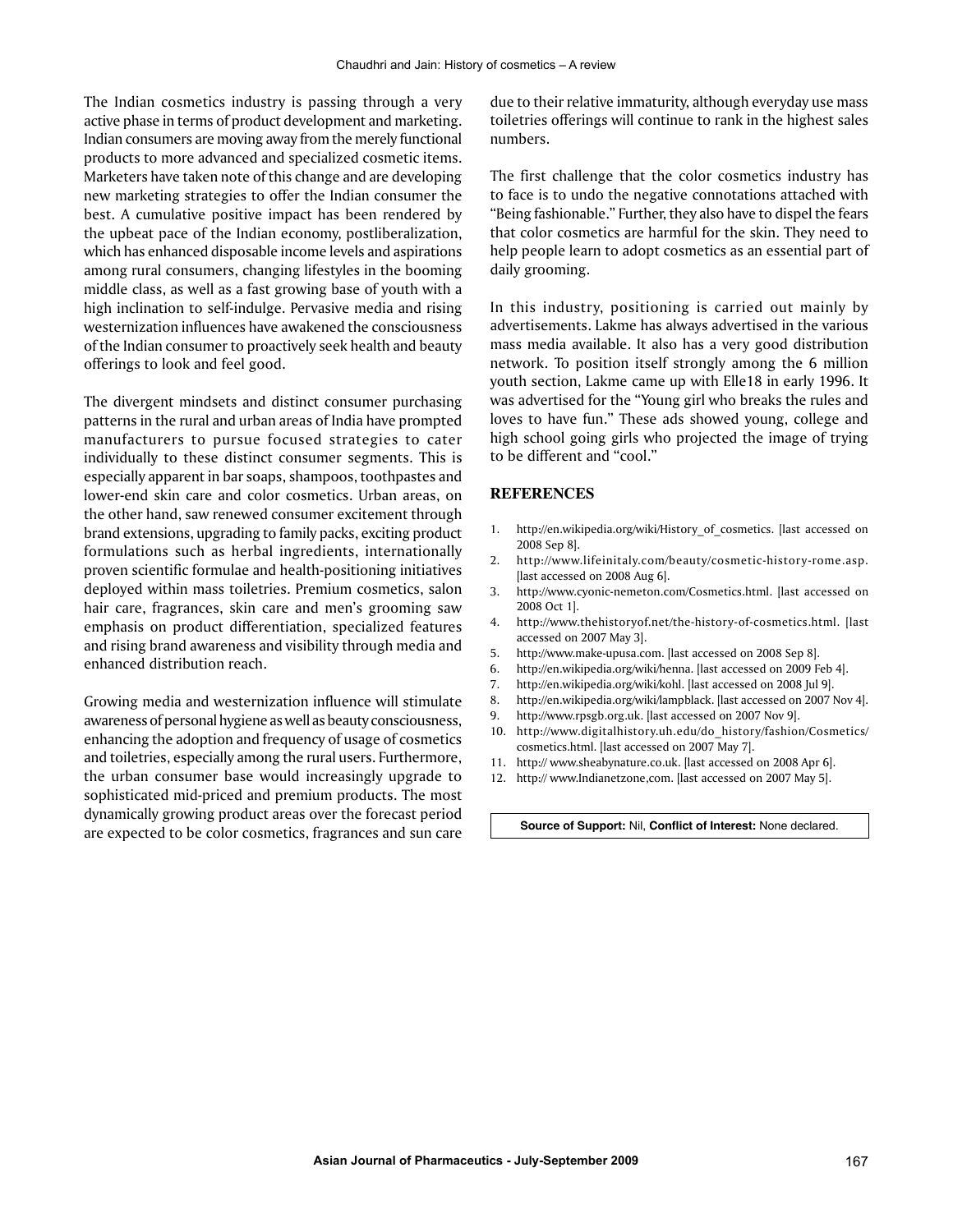The Indian cosmetics industry is passing through a very active phase in terms of product development and marketing. Indian consumers are moving away from the merely functional products to more advanced and specialized cosmetic items. Marketers have taken note of this change and are developing new marketing strategies to offer the Indian consumer the best. A cumulative positive impact has been rendered by the upbeat pace of the Indian economy, postliberalization, which has enhanced disposable income levels and aspirations among rural consumers, changing lifestyles in the booming middle class, as well as a fast growing base of youth with a high inclination to self-indulge. Pervasive media and rising westernization influences have awakened the consciousness of the Indian consumer to proactively seek health and beauty offerings to look and feel good.

The divergent mindsets and distinct consumer purchasing patterns in the rural and urban areas of India have prompted manufacturers to pursue focused strategies to cater individually to these distinct consumer segments. This is especially apparent in bar soaps, shampoos, toothpastes and lower-end skin care and color cosmetics. Urban areas, on the other hand, saw renewed consumer excitement through brand extensions, upgrading to family packs, exciting product formulations such as herbal ingredients, internationally proven scientific formulae and health-positioning initiatives deployed within mass toiletries. Premium cosmetics, salon hair care, fragrances, skin care and men's grooming saw emphasis on product differentiation, specialized features and rising brand awareness and visibility through media and enhanced distribution reach.

Growing media and westernization influence will stimulate awareness of personal hygiene as well as beauty consciousness, enhancing the adoption and frequency of usage of cosmetics and toiletries, especially among the rural users. Furthermore, the urban consumer base would increasingly upgrade to sophisticated mid-priced and premium products. The most dynamically growing product areas over the forecast period are expected to be color cosmetics, fragrances and sun care due to their relative immaturity, although everyday use mass toiletries offerings will continue to rank in the highest sales numbers.

The first challenge that the color cosmetics industry has to face is to undo the negative connotations attached with "Being fashionable." Further, they also have to dispel the fears that color cosmetics are harmful for the skin. They need to help people learn to adopt cosmetics as an essential part of daily grooming.

In this industry, positioning is carried out mainly by advertisements. Lakme has always advertised in the various mass media available. It also has a very good distribution network. To position itself strongly among the 6 million youth section, Lakme came up with Elle18 in early 1996. It was advertised for the "Young girl who breaks the rules and loves to have fun." These ads showed young, college and high school going girls who projected the image of trying to be different and "cool."

## REFERENCES

1. http://en.wikipedia.org/wiki/History_of_cosmetics. [last accessed on 2008 Sep 8].
2. http://www.lifeinitaly.com/beauty/cosmetic-history-rome.asp. [last accessed on 2008 Aug 6].
3. http://www.cyonic-nemeton.com/Cosmetics.html. [last accessed on 2008 Oct 1].
4. http://www.thehistoryof.net/the-history-of-cosmetics.html. [last accessed on 2007 May 3].
5. http://www.make-upusa.com. [last accessed on 2008 Sep 8].
6. http://en.wikipedia.org/wiki/henna. [last accessed on 2009 Feb 4].
7. http://en.wikipedia.org/wiki/kohl. [last accessed on 2008 Jul 9].
8. http://en.wikipedia.org/wiki/lampblack. [last accessed on 2007 Nov 4].
9. http://www.rpsgb.org.uk. [last accessed on 2007 Nov 9].
10. http://www.digitalhistory.uh.edu/do_history/fashion/Cosmetics/cosmetics.html. [last accessed on 2007 May 7].
11. http:// www.sheabynature.co.uk. [last accessed on 2008 Apr 6].
12. http:// www.Indianetzone,com. [last accessed on 2007 May 5].

**Source of Support:** Nil, **Conflict of Interest:** None declared.